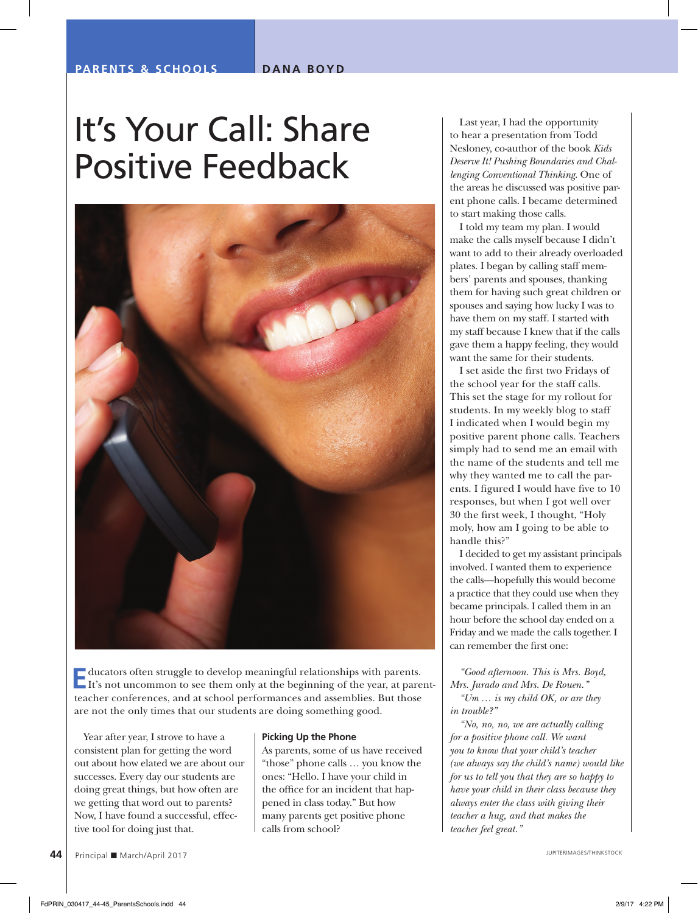PARENTS & SCHOOLS DANA BOYD

# It's Your Call: Share Positive Feedback

Educators often struggle to develop meaningful relationships with parents. It's not uncommon to see them only at the beginning of the year, at parent-teacher conferences, and at school performances and assemblies. But those are not the only times that our students are doing something good.

Year after year, I strove to have a consistent plan for getting the word out about how elated we are about our successes. Every day our students are doing great things, but how often are we getting that word out to parents? Now, I have found a successful, effective tool for doing just that.

### Picking Up the Phone

As parents, some of us have received "those" phone calls … you know the ones: "Hello. I have your child in the office for an incident that happened in class today." But how many parents get positive phone calls from school?

Last year, I had the opportunity to hear a presentation from Todd Nesloney, co-author of the book *Kids Deserve It! Pushing Boundaries and Challenging Conventional Thinking*. One of the areas he discussed was positive parent phone calls. I became determined to start making those calls.

I told my team my plan. I would make the calls myself because I didn't want to add to their already overloaded plates. I began by calling staff members' parents and spouses, thanking them for having such great children or spouses and saying how lucky I was to have them on my staff. I started with my staff because I knew that if the calls gave them a happy feeling, they would want the same for their students.

I set aside the first two Fridays of the school year for the staff calls. This set the stage for my rollout for students. In my weekly blog to staff I indicated when I would begin my positive parent phone calls. Teachers simply had to send me an email with the name of the students and tell me why they wanted me to call the parents. I figured I would have five to 10 responses, but when I got well over 30 the first week, I thought, "Holy moly, how am I going to be able to handle this?"

I decided to get my assistant principals involved. I wanted them to experience the calls—hopefully this would become a practice that they could use when they became principals. I called them in an hour before the school day ended on a Friday and we made the calls together. I can remember the first one:

*"Good afternoon. This is Mrs. Boyd, Mrs. Jurado and Mrs. De Rouen."*

*"Um … is my child OK, or are they in trouble?"*

*"No, no, no, we are actually calling for a positive phone call. We want you to know that your child's teacher (we always say the child's name) would like for us to tell you that they are so happy to have your child in their class because they always enter the class with giving their teacher a hug, and that makes the teacher feel great."*

JUPITERIMAGES/THINKSTOCK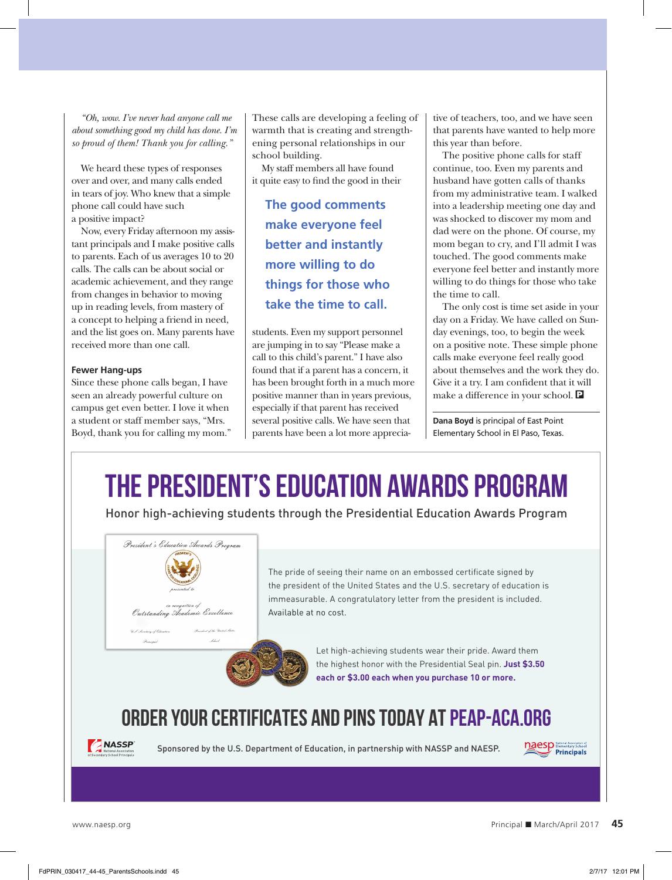*"Oh, wow. I've never had anyone call me about something good my child has done. I'm so proud of them! Thank you for calling."*

We heard these types of responses over and over, and many calls ended in tears of joy. Who knew that a simple phone call could have such a positive impact?

Now, every Friday afternoon my assistant principals and I make positive calls to parents. Each of us averages 10 to 20 calls. The calls can be about social or academic achievement, and they range from changes in behavior to moving up in reading levels, from mastery of a concept to helping a friend in need, and the list goes on. Many parents have received more than one call.

### Fewer Hang-ups

Since these phone calls began, I have seen an already powerful culture on campus get even better. I love it when a student or staff member says, "Mrs. Boyd, thank you for calling my mom." These calls are developing a feeling of warmth that is creating and strengthening personal relationships in our school building.

My staff members all have found it quite easy to find the good in their students. Even my support personnel are jumping in to say "Please make a call to this child's parent." I have also found that if a parent has a concern, it has been brought forth in a much more positive manner than in years previous, especially if that parent has received several positive calls. We have seen that parents have been a lot more appreciative of teachers, too, and we have seen that parents have wanted to help more this year than before.

> **The good comments make everyone feel better and instantly more willing to do things for those who take the time to call.**

The positive phone calls for staff continue, too. Even my parents and husband have gotten calls of thanks from my administrative team. I walked into a leadership meeting one day and was shocked to discover my mom and dad were on the phone. Of course, my mom began to cry, and I'll admit I was touched. The good comments make everyone feel better and instantly more willing to do things for those who take the time to call.

The only cost is time set aside in your day on a Friday. We have called on Sunday evenings, too, to begin the week on a positive note. These simple phone calls make everyone feel really good about themselves and the work they do. Give it a try. I am confident that it will make a difference in your school.

**Dana Boyd** is principal of East Point Elementary School in El Paso, Texas.

---

# THE PRESIDENT'S EDUCATION AWARDS PROGRAM

Honor high-achieving students through the Presidential Education Awards Program

The pride of seeing their name on an embossed certificate signed by the president of the United States and the U.S. secretary of education is immeasurable. A congratulatory letter from the president is included. Available at no cost.

Let high-achieving students wear their pride. Award them the highest honor with the Presidential Seal pin. **Just $3.50 each or $3.00 each when you purchase 10 or more.**

## ORDER YOUR CERTIFICATES AND PINS TODAY AT PEAP-ACA.ORG

Sponsored by the U.S. Department of Education, in partnership with NASSP and NAESP.